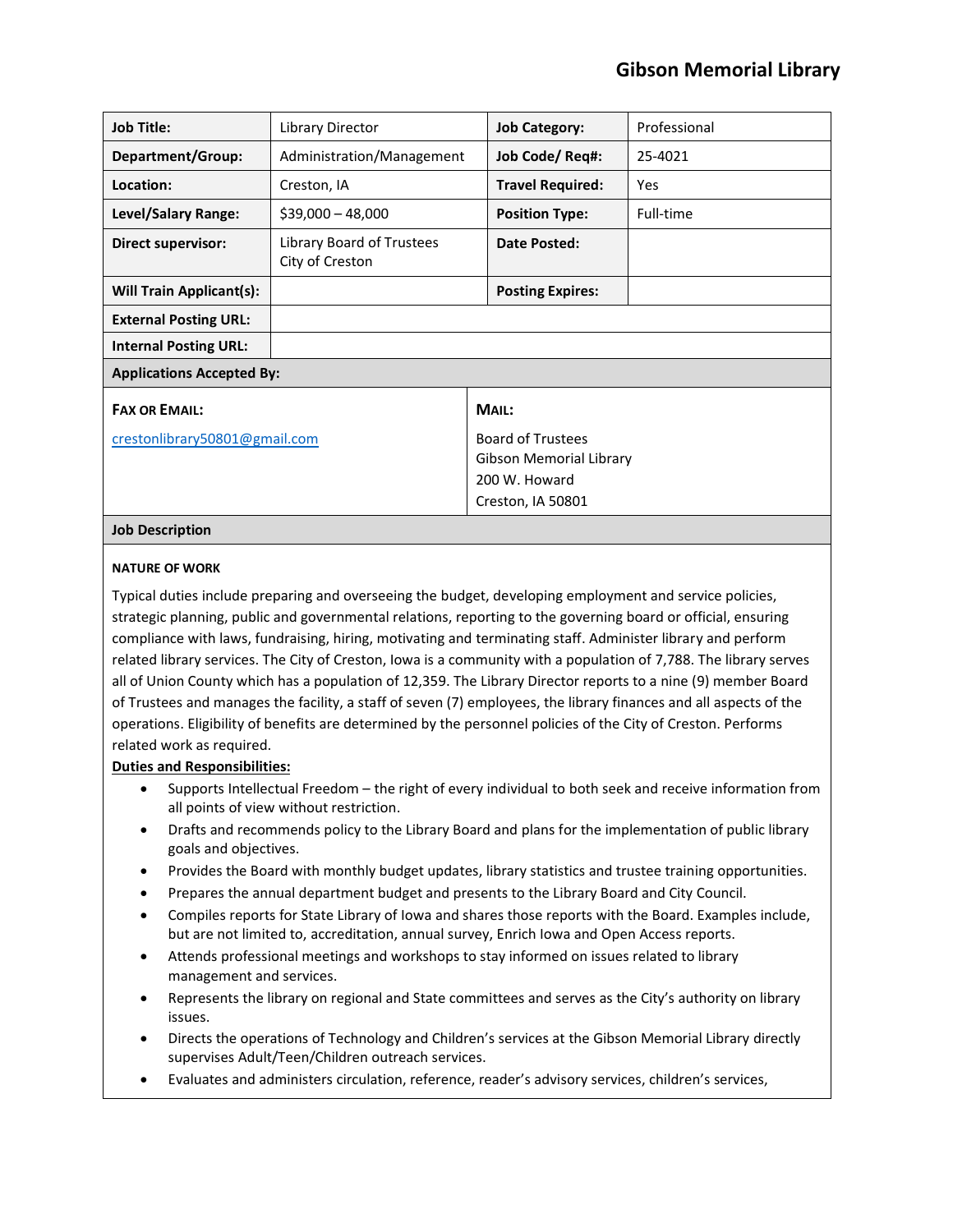# Gibson Memorial Library

| | | | |
|---|---|---|---|
| **Job Title:** | Library Director | **Job Category:** | Professional |
| **Department/Group:** | Administration/Management | **Job Code/ Req#:** | 25-4021 |
| **Location:** | Creston, IA | **Travel Required:** | Yes |
| **Level/Salary Range:** | $39,000 – 48,000 | **Position Type:** | Full-time |
| **Direct supervisor:** | Library Board of Trustees City of Creston | **Date Posted:** | |
| **Will Train Applicant(s):** | | **Posting Expires:** | |
| **External Posting URL:** | | | |
| **Internal Posting URL:** | | | |

**Applications Accepted By:**

| | |
|---|---|
| **Fax or Email:** | **Mail:** |
| crestonlibrary50801@gmail.com | Board of Trustees<br>Gibson Memorial Library<br>200 W. Howard<br>Creston, IA 50801 |

**Job Description**

**NATURE OF WORK**

Typical duties include preparing and overseeing the budget, developing employment and service policies, strategic planning, public and governmental relations, reporting to the governing board or official, ensuring compliance with laws, fundraising, hiring, motivating and terminating staff. Administer library and perform related library services. The City of Creston, Iowa is a community with a population of 7,788. The library serves all of Union County which has a population of 12,359. The Library Director reports to a nine (9) member Board of Trustees and manages the facility, a staff of seven (7) employees, the library finances and all aspects of the operations. Eligibility of benefits are determined by the personnel policies of the City of Creston. Performs related work as required.

**Duties and Responsibilities:**

- Supports Intellectual Freedom – the right of every individual to both seek and receive information from all points of view without restriction.
- Drafts and recommends policy to the Library Board and plans for the implementation of public library goals and objectives.
- Provides the Board with monthly budget updates, library statistics and trustee training opportunities.
- Prepares the annual department budget and presents to the Library Board and City Council.
- Compiles reports for State Library of Iowa and shares those reports with the Board. Examples include, but are not limited to, accreditation, annual survey, Enrich Iowa and Open Access reports.
- Attends professional meetings and workshops to stay informed on issues related to library management and services.
- Represents the library on regional and State committees and serves as the City's authority on library issues.
- Directs the operations of Technology and Children's services at the Gibson Memorial Library directly supervises Adult/Teen/Children outreach services.
- Evaluates and administers circulation, reference, reader's advisory services, children's services,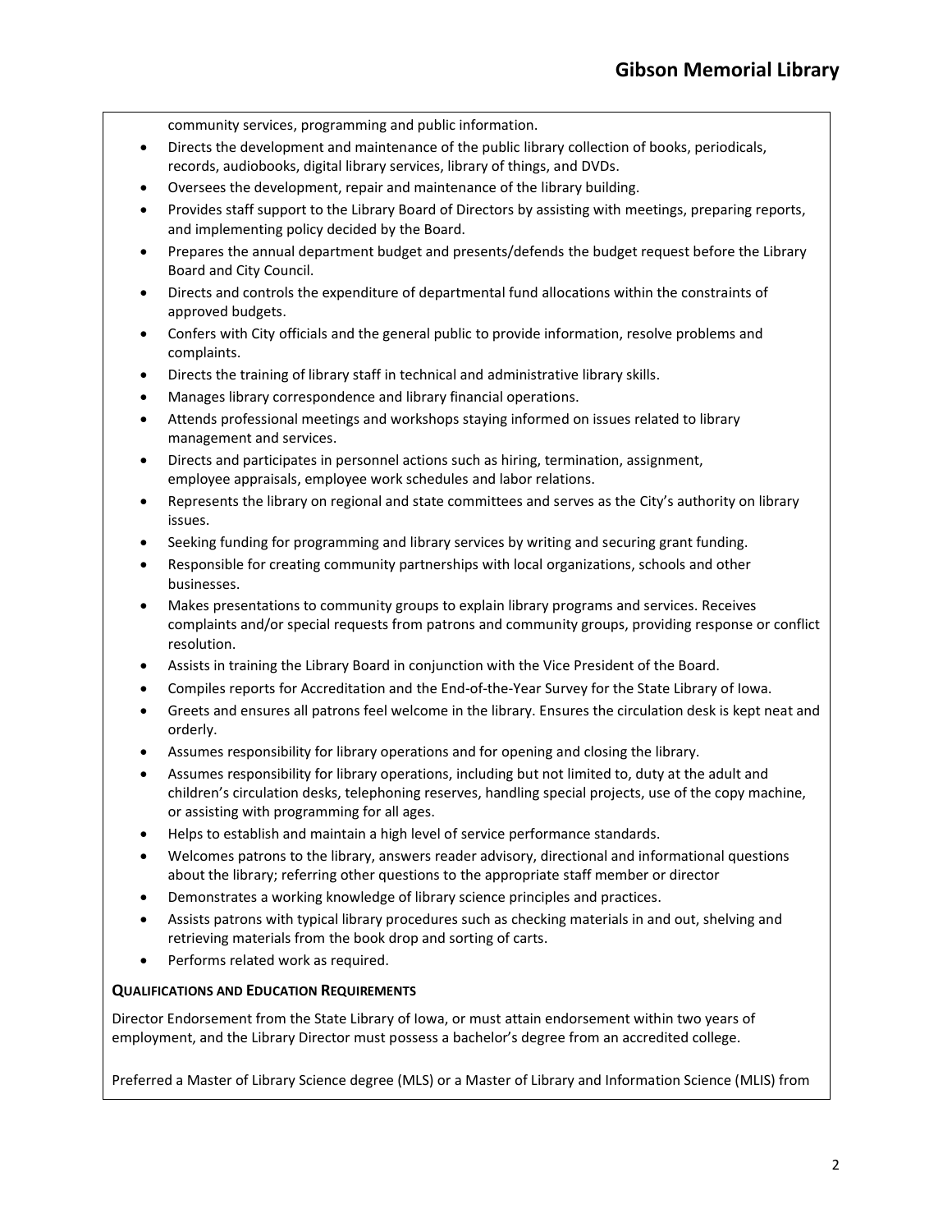community services, programming and public information.

- Directs the development and maintenance of the public library collection of books, periodicals, records, audiobooks, digital library services, library of things, and DVDs.
- Oversees the development, repair and maintenance of the library building.
- Provides staff support to the Library Board of Directors by assisting with meetings, preparing reports, and implementing policy decided by the Board.
- Prepares the annual department budget and presents/defends the budget request before the Library Board and City Council.
- Directs and controls the expenditure of departmental fund allocations within the constraints of approved budgets.
- Confers with City officials and the general public to provide information, resolve problems and complaints.
- Directs the training of library staff in technical and administrative library skills.
- Manages library correspondence and library financial operations.
- Attends professional meetings and workshops staying informed on issues related to library management and services.
- Directs and participates in personnel actions such as hiring, termination, assignment, employee appraisals, employee work schedules and labor relations.
- Represents the library on regional and state committees and serves as the City's authority on library issues.
- Seeking funding for programming and library services by writing and securing grant funding.
- Responsible for creating community partnerships with local organizations, schools and other businesses.
- Makes presentations to community groups to explain library programs and services. Receives complaints and/or special requests from patrons and community groups, providing response or conflict resolution.
- Assists in training the Library Board in conjunction with the Vice President of the Board.
- Compiles reports for Accreditation and the End-of-the-Year Survey for the State Library of Iowa.
- Greets and ensures all patrons feel welcome in the library. Ensures the circulation desk is kept neat and orderly.
- Assumes responsibility for library operations and for opening and closing the library.
- Assumes responsibility for library operations, including but not limited to, duty at the adult and children's circulation desks, telephoning reserves, handling special projects, use of the copy machine, or assisting with programming for all ages.
- Helps to establish and maintain a high level of service performance standards.
- Welcomes patrons to the library, answers reader advisory, directional and informational questions about the library; referring other questions to the appropriate staff member or director
- Demonstrates a working knowledge of library science principles and practices.
- Assists patrons with typical library procedures such as checking materials in and out, shelving and retrieving materials from the book drop and sorting of carts.
- Performs related work as required.

**QUALIFICATIONS AND EDUCATION REQUIREMENTS**

Director Endorsement from the State Library of Iowa, or must attain endorsement within two years of employment, and the Library Director must possess a bachelor's degree from an accredited college.

Preferred a Master of Library Science degree (MLS) or a Master of Library and Information Science (MLIS) from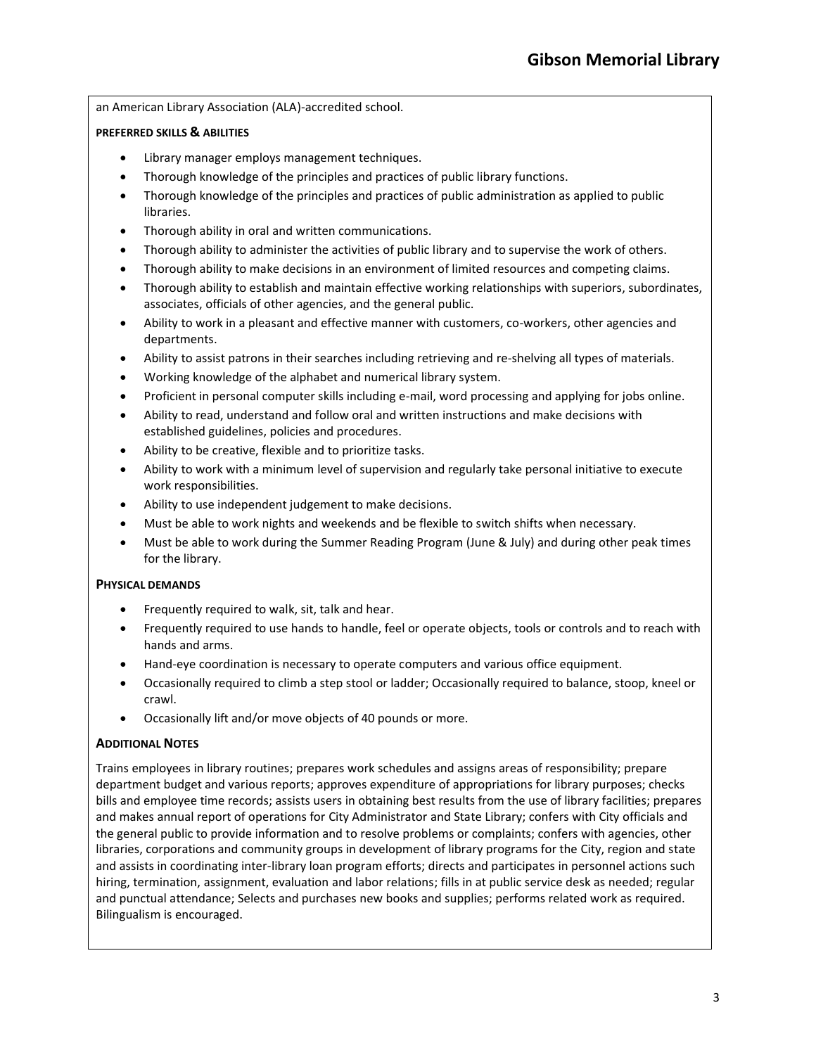an American Library Association (ALA)-accredited school.

**PREFERRED SKILLS & ABILITIES**

- Library manager employs management techniques.
- Thorough knowledge of the principles and practices of public library functions.
- Thorough knowledge of the principles and practices of public administration as applied to public libraries.
- Thorough ability in oral and written communications.
- Thorough ability to administer the activities of public library and to supervise the work of others.
- Thorough ability to make decisions in an environment of limited resources and competing claims.
- Thorough ability to establish and maintain effective working relationships with superiors, subordinates, associates, officials of other agencies, and the general public.
- Ability to work in a pleasant and effective manner with customers, co-workers, other agencies and departments.
- Ability to assist patrons in their searches including retrieving and re-shelving all types of materials.
- Working knowledge of the alphabet and numerical library system.
- Proficient in personal computer skills including e-mail, word processing and applying for jobs online.
- Ability to read, understand and follow oral and written instructions and make decisions with established guidelines, policies and procedures.
- Ability to be creative, flexible and to prioritize tasks.
- Ability to work with a minimum level of supervision and regularly take personal initiative to execute work responsibilities.
- Ability to use independent judgement to make decisions.
- Must be able to work nights and weekends and be flexible to switch shifts when necessary.
- Must be able to work during the Summer Reading Program (June & July) and during other peak times for the library.

**PHYSICAL DEMANDS**

- Frequently required to walk, sit, talk and hear.
- Frequently required to use hands to handle, feel or operate objects, tools or controls and to reach with hands and arms.
- Hand-eye coordination is necessary to operate computers and various office equipment.
- Occasionally required to climb a step stool or ladder; Occasionally required to balance, stoop, kneel or crawl.
- Occasionally lift and/or move objects of 40 pounds or more.

**ADDITIONAL NOTES**

Trains employees in library routines; prepares work schedules and assigns areas of responsibility; prepare department budget and various reports; approves expenditure of appropriations for library purposes; checks bills and employee time records; assists users in obtaining best results from the use of library facilities; prepares and makes annual report of operations for City Administrator and State Library; confers with City officials and the general public to provide information and to resolve problems or complaints; confers with agencies, other libraries, corporations and community groups in development of library programs for the City, region and state and assists in coordinating inter-library loan program efforts; directs and participates in personnel actions such hiring, termination, assignment, evaluation and labor relations; fills in at public service desk as needed; regular and punctual attendance; Selects and purchases new books and supplies; performs related work as required. Bilingualism is encouraged.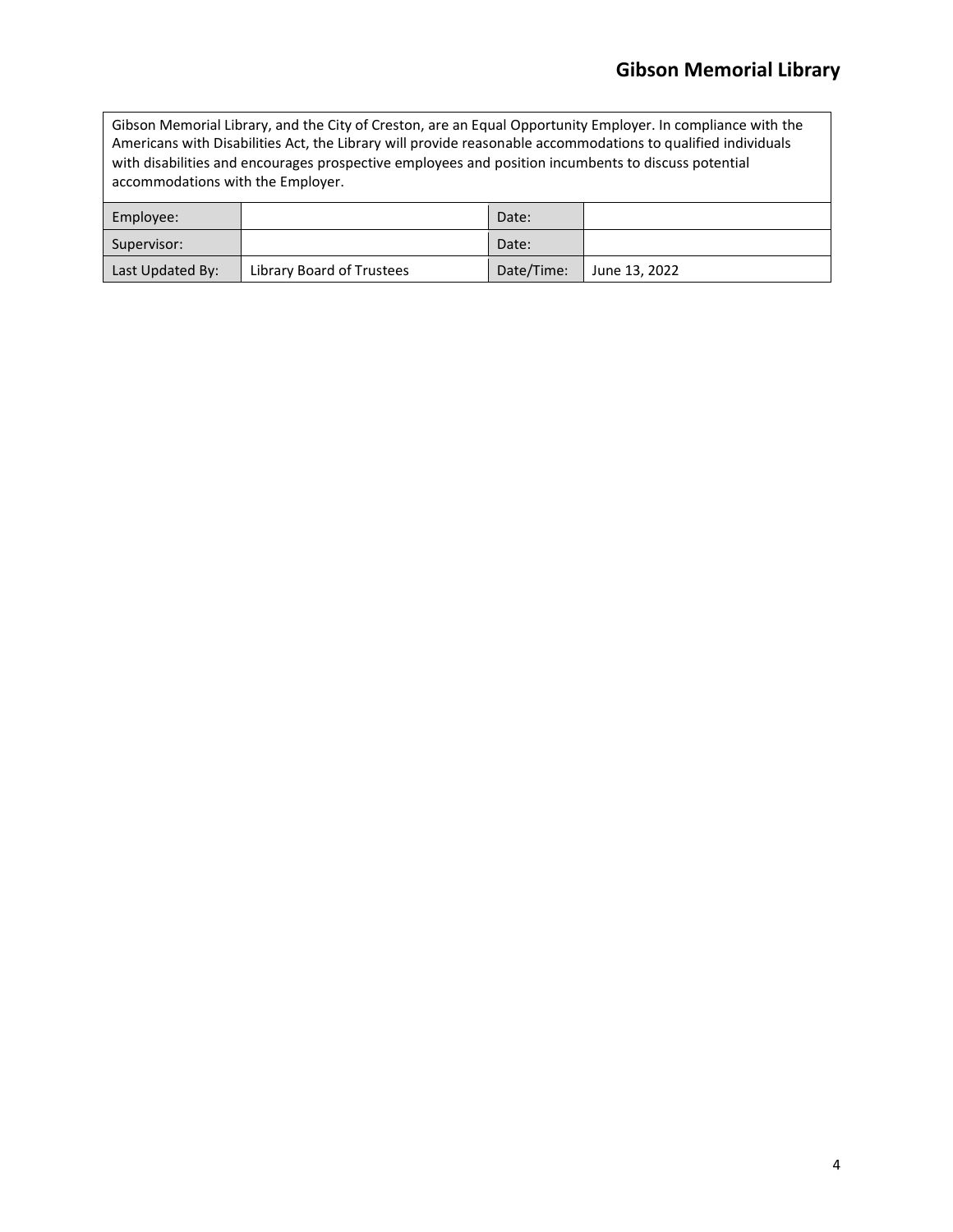Gibson Memorial Library, and the City of Creston, are an Equal Opportunity Employer. In compliance with the Americans with Disabilities Act, the Library will provide reasonable accommodations to qualified individuals with disabilities and encourages prospective employees and position incumbents to discuss potential accommodations with the Employer.

| | | | |
|---|---|---|---|
| Employee: | | Date: | |
| Supervisor: | | Date: | |
| Last Updated By: | Library Board of Trustees | Date/Time: | June 13, 2022 |